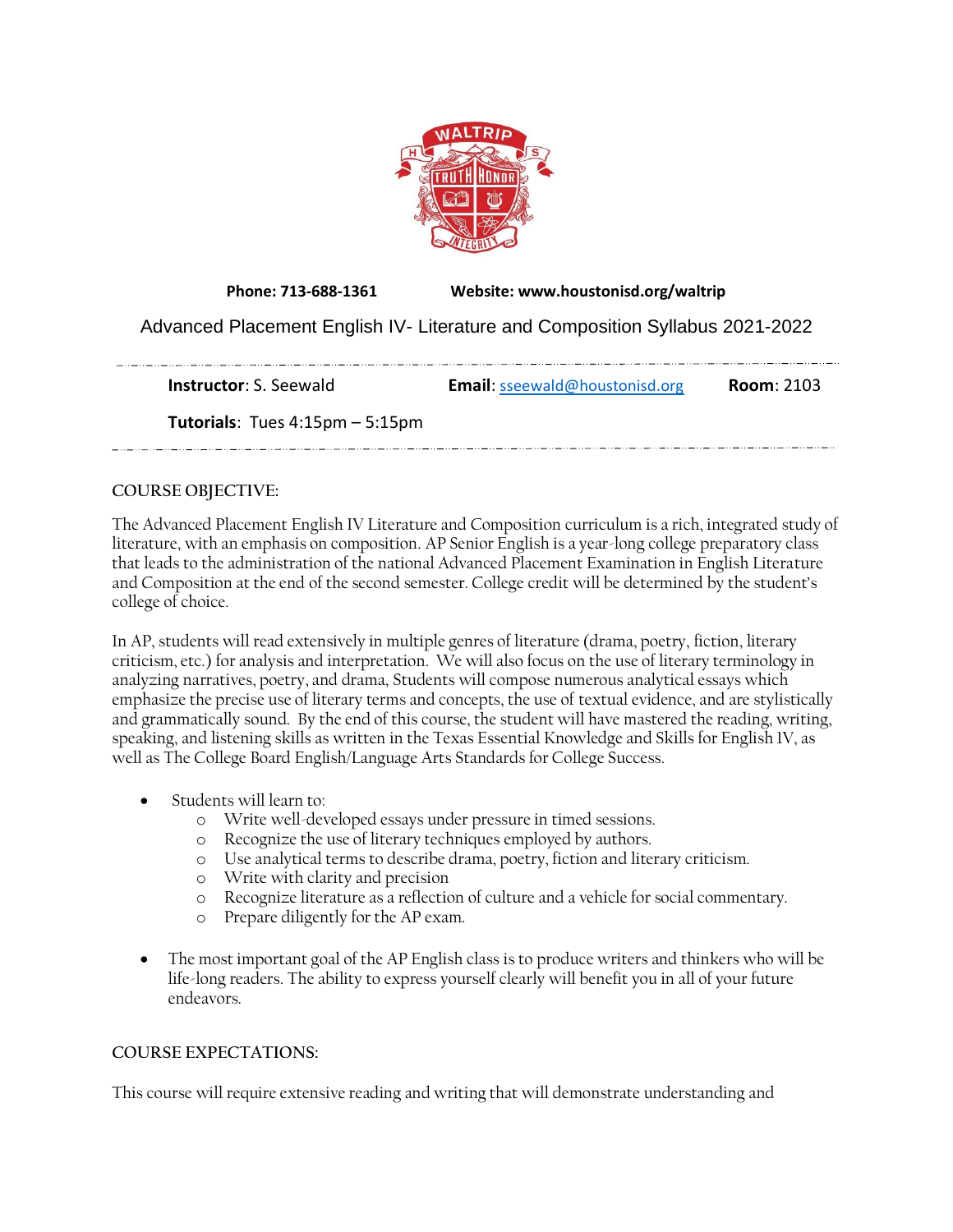**Phone: 713-688-1361** **Website: www.houstonisd.org/waltrip**

# Advanced Placement English IV- Literature and Composition Syllabus 2021-2022

**Instructor**: S. Seewald **Email**: sseewald@houstonisd.org **Room**: 2103

**Tutorials**: Tues 4:15pm – 5:15pm

## COURSE OBJECTIVE:

The Advanced Placement English IV Literature and Composition curriculum is a rich, integrated study of literature, with an emphasis on composition. AP Senior English is a year-long college preparatory class that leads to the administration of the national Advanced Placement Examination in English Literature and Composition at the end of the second semester. College credit will be determined by the student's college of choice.

In AP, students will read extensively in multiple genres of literature (drama, poetry, fiction, literary criticism, etc.) for analysis and interpretation. We will also focus on the use of literary terminology in analyzing narratives, poetry, and drama, Students will compose numerous analytical essays which emphasize the precise use of literary terms and concepts, the use of textual evidence, and are stylistically and grammatically sound. By the end of this course, the student will have mastered the reading, writing, speaking, and listening skills as written in the Texas Essential Knowledge and Skills for English IV, as well as The College Board English/Language Arts Standards for College Success.

- Students will learn to:
  - Write well-developed essays under pressure in timed sessions.
  - Recognize the use of literary techniques employed by authors.
  - Use analytical terms to describe drama, poetry, fiction and literary criticism.
  - Write with clarity and precision
  - Recognize literature as a reflection of culture and a vehicle for social commentary.
  - Prepare diligently for the AP exam.
- The most important goal of the AP English class is to produce writers and thinkers who will be life-long readers. The ability to express yourself clearly will benefit you in all of your future endeavors.

## COURSE EXPECTATIONS:

This course will require extensive reading and writing that will demonstrate understanding and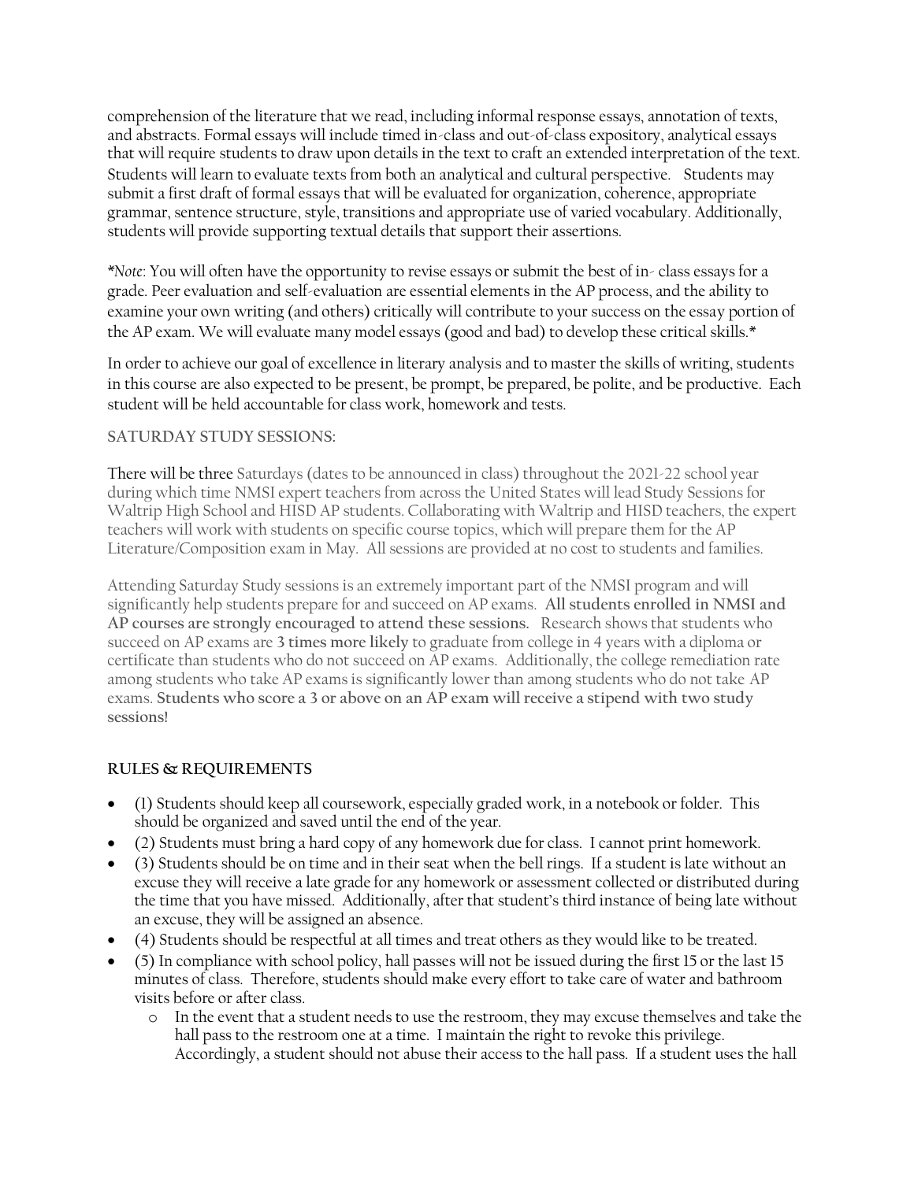comprehension of the literature that we read, including informal response essays, annotation of texts, and abstracts. Formal essays will include timed in-class and out-of-class expository, analytical essays that will require students to draw upon details in the text to craft an extended interpretation of the text. Students will learn to evaluate texts from both an analytical and cultural perspective. Students may submit a first draft of formal essays that will be evaluated for organization, coherence, appropriate grammar, sentence structure, style, transitions and appropriate use of varied vocabulary. Additionally, students will provide supporting textual details that support their assertions.

*\*Note*: You will often have the opportunity to revise essays or submit the best of in- class essays for a grade. Peer evaluation and self-evaluation are essential elements in the AP process, and the ability to examine your own writing (and others) critically will contribute to your success on the essay portion of the AP exam. We will evaluate many model essays (good and bad) to develop these critical skills.*

In order to achieve our goal of excellence in literary analysis and to master the skills of writing, students in this course are also expected to be present, be prompt, be prepared, be polite, and be productive. Each student will be held accountable for class work, homework and tests.

SATURDAY STUDY SESSIONS:

There will be three Saturdays (dates to be announced in class) throughout the 2021-22 school year during which time NMSI expert teachers from across the United States will lead Study Sessions for Waltrip High School and HISD AP students. Collaborating with Waltrip and HISD teachers, the expert teachers will work with students on specific course topics, which will prepare them for the AP Literature/Composition exam in May. All sessions are provided at no cost to students and families.

Attending Saturday Study sessions is an extremely important part of the NMSI program and will significantly help students prepare for and succeed on AP exams. **All students enrolled in NMSI and AP courses are strongly encouraged to attend these sessions.** Research shows that students who succeed on AP exams are **3 times more likely** to graduate from college in 4 years with a diploma or certificate than students who do not succeed on AP exams. Additionally, the college remediation rate among students who take AP exams is significantly lower than among students who do not take AP exams. **Students who score a 3 or above on an AP exam will receive a stipend with two study sessions!**

## RULES & REQUIREMENTS

- (1) Students should keep all coursework, especially graded work, in a notebook or folder. This should be organized and saved until the end of the year.
- (2) Students must bring a hard copy of any homework due for class. I cannot print homework.
- (3) Students should be on time and in their seat when the bell rings. If a student is late without an excuse they will receive a late grade for any homework or assessment collected or distributed during the time that you have missed. Additionally, after that student's third instance of being late without an excuse, they will be assigned an absence.
- (4) Students should be respectful at all times and treat others as they would like to be treated.
- (5) In compliance with school policy, hall passes will not be issued during the first 15 or the last 15 minutes of class. Therefore, students should make every effort to take care of water and bathroom visits before or after class.
  - In the event that a student needs to use the restroom, they may excuse themselves and take the hall pass to the restroom one at a time. I maintain the right to revoke this privilege. Accordingly, a student should not abuse their access to the hall pass. If a student uses the hall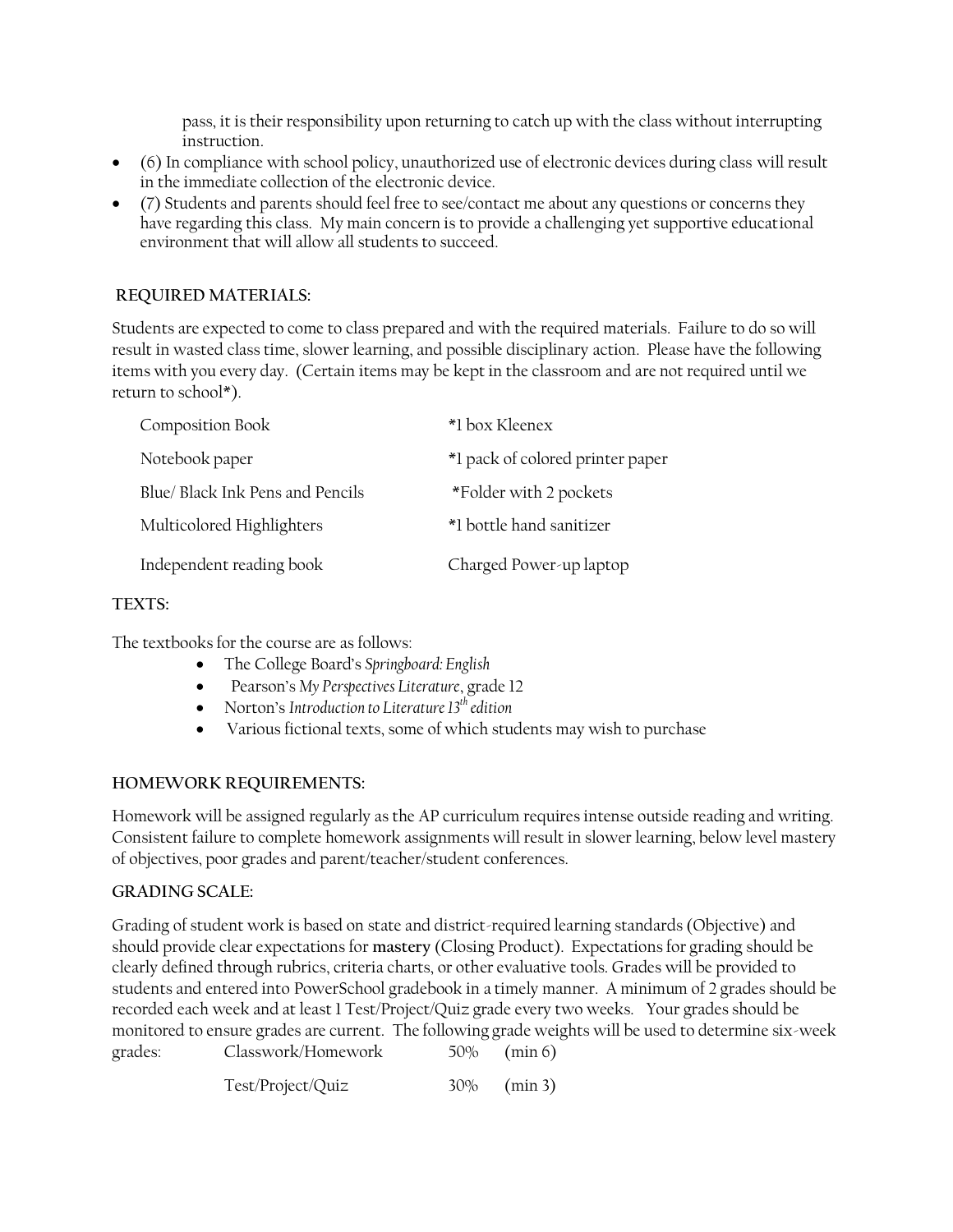pass, it is their responsibility upon returning to catch up with the class without interrupting instruction.

- (6) In compliance with school policy, unauthorized use of electronic devices during class will result in the immediate collection of the electronic device.
- (7) Students and parents should feel free to see/contact me about any questions or concerns they have regarding this class. My main concern is to provide a challenging yet supportive educational environment that will allow all students to succeed.

**REQUIRED MATERIALS:**

Students are expected to come to class prepared and with the required materials. Failure to do so will result in wasted class time, slower learning, and possible disciplinary action. Please have the following items with you every day. (Certain items may be kept in the classroom and are not required until we return to school*).

| | |
|---|---|
| Composition Book | *1 box Kleenex |
| Notebook paper | *1 pack of colored printer paper |
| Blue/ Black Ink Pens and Pencils | *Folder with 2 pockets |
| Multicolored Highlighters | *1 bottle hand sanitizer |
| Independent reading book | Charged Power-up laptop |

**TEXTS:**

The textbooks for the course are as follows:

- The College Board's *Springboard: English*
- Pearson's *My Perspectives Literature*, grade 12
- Norton's *Introduction to Literature 13th edition*
- Various fictional texts, some of which students may wish to purchase

**HOMEWORK REQUIREMENTS:**

Homework will be assigned regularly as the AP curriculum requires intense outside reading and writing. Consistent failure to complete homework assignments will result in slower learning, below level mastery of objectives, poor grades and parent/teacher/student conferences.

**GRADING SCALE:**

Grading of student work is based on state and district-required learning standards (Objective) and should provide clear expectations for **mastery** (Closing Product). Expectations for grading should be clearly defined through rubrics, criteria charts, or other evaluative tools. Grades will be provided to students and entered into PowerSchool gradebook in a timely manner. A minimum of 2 grades should be recorded each week and at least 1 Test/Project/Quiz grade every two weeks. Your grades should be monitored to ensure grades are current. The following grade weights will be used to determine six-week grades:

| | | |
|---|---|---|
| Classwork/Homework | 50% | (min 6) |
| Test/Project/Quiz | 30% | (min 3) |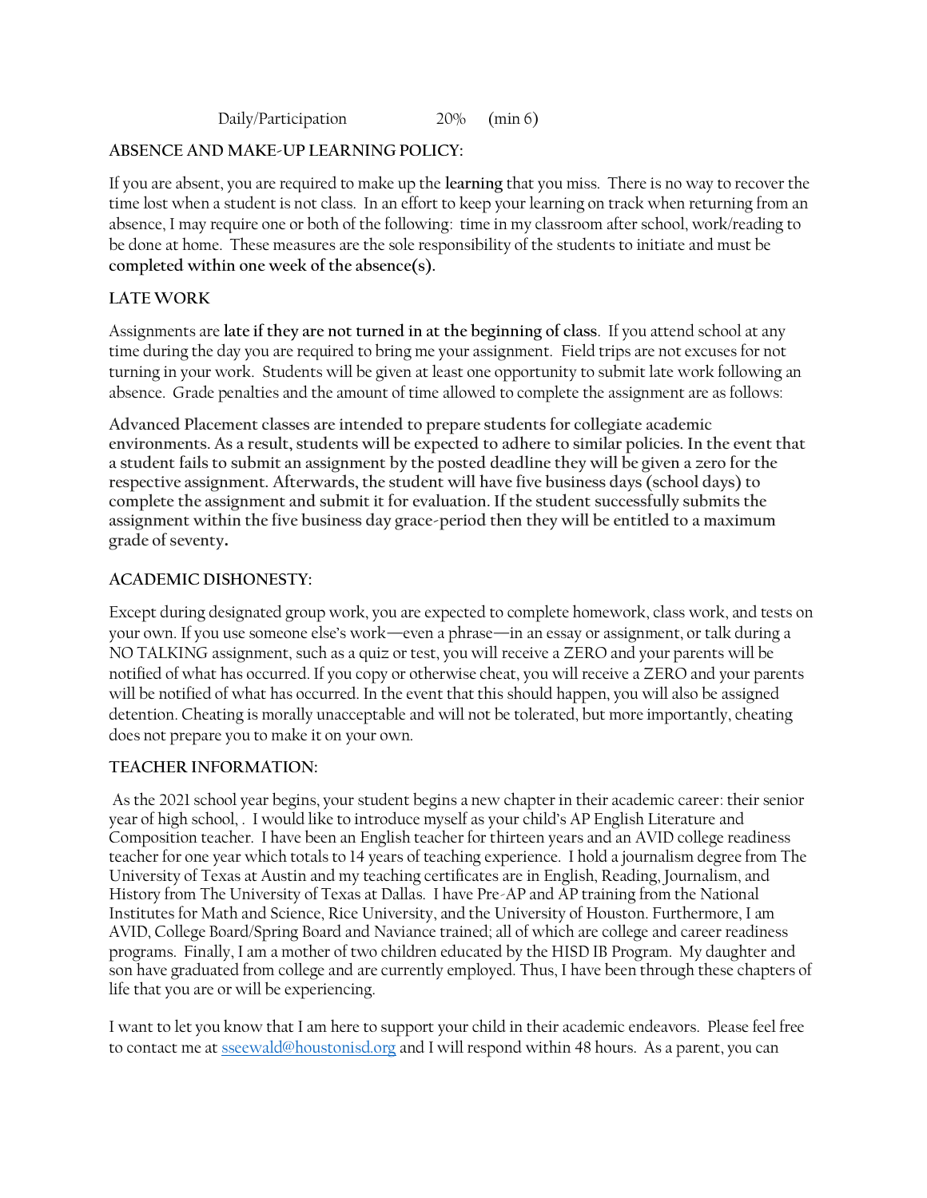Daily/Participation 20% (min 6)

**ABSENCE AND MAKE-UP LEARNING POLICY:**

If you are absent, you are required to make up the **learning** that you miss. There is no way to recover the time lost when a student is not class. In an effort to keep your learning on track when returning from an absence, I may require one or both of the following: time in my classroom after school, work/reading to be done at home. These measures are the sole responsibility of the students to initiate and must be **completed within one week of the absence(s).**

**LATE WORK**

Assignments are **late if they are not turned in at the beginning of class**. If you attend school at any time during the day you are required to bring me your assignment. Field trips are not excuses for not turning in your work. Students will be given at least one opportunity to submit late work following an absence. Grade penalties and the amount of time allowed to complete the assignment are as follows:

**Advanced Placement classes are intended to prepare students for collegiate academic environments. As a result, students will be expected to adhere to similar policies. In the event that a student fails to submit an assignment by the posted deadline they will be given a zero for the respective assignment. Afterwards, the student will have five business days (school days) to complete the assignment and submit it for evaluation. If the student successfully submits the assignment within the five business day grace-period then they will be entitled to a maximum grade of seventy.**

**ACADEMIC DISHONESTY:**

Except during designated group work, you are expected to complete homework, class work, and tests on your own. If you use someone else's work—even a phrase—in an essay or assignment, or talk during a NO TALKING assignment, such as a quiz or test, you will receive a ZERO and your parents will be notified of what has occurred. If you copy or otherwise cheat, you will receive a ZERO and your parents will be notified of what has occurred. In the event that this should happen, you will also be assigned detention. Cheating is morally unacceptable and will not be tolerated, but more importantly, cheating does not prepare you to make it on your own.

**TEACHER INFORMATION:**

As the 2021 school year begins, your student begins a new chapter in their academic career: their senior year of high school, . I would like to introduce myself as your child's AP English Literature and Composition teacher. I have been an English teacher for thirteen years and an AVID college readiness teacher for one year which totals to 14 years of teaching experience. I hold a journalism degree from The University of Texas at Austin and my teaching certificates are in English, Reading, Journalism, and History from The University of Texas at Dallas. I have Pre-AP and AP training from the National Institutes for Math and Science, Rice University, and the University of Houston. Furthermore, I am AVID, College Board/Spring Board and Naviance trained; all of which are college and career readiness programs. Finally, I am a mother of two children educated by the HISD IB Program. My daughter and son have graduated from college and are currently employed. Thus, I have been through these chapters of life that you are or will be experiencing.

I want to let you know that I am here to support your child in their academic endeavors. Please feel free to contact me at [sseewald@houstonisd.org](mailto:sseewald@houstonisd.org) and I will respond within 48 hours. As a parent, you can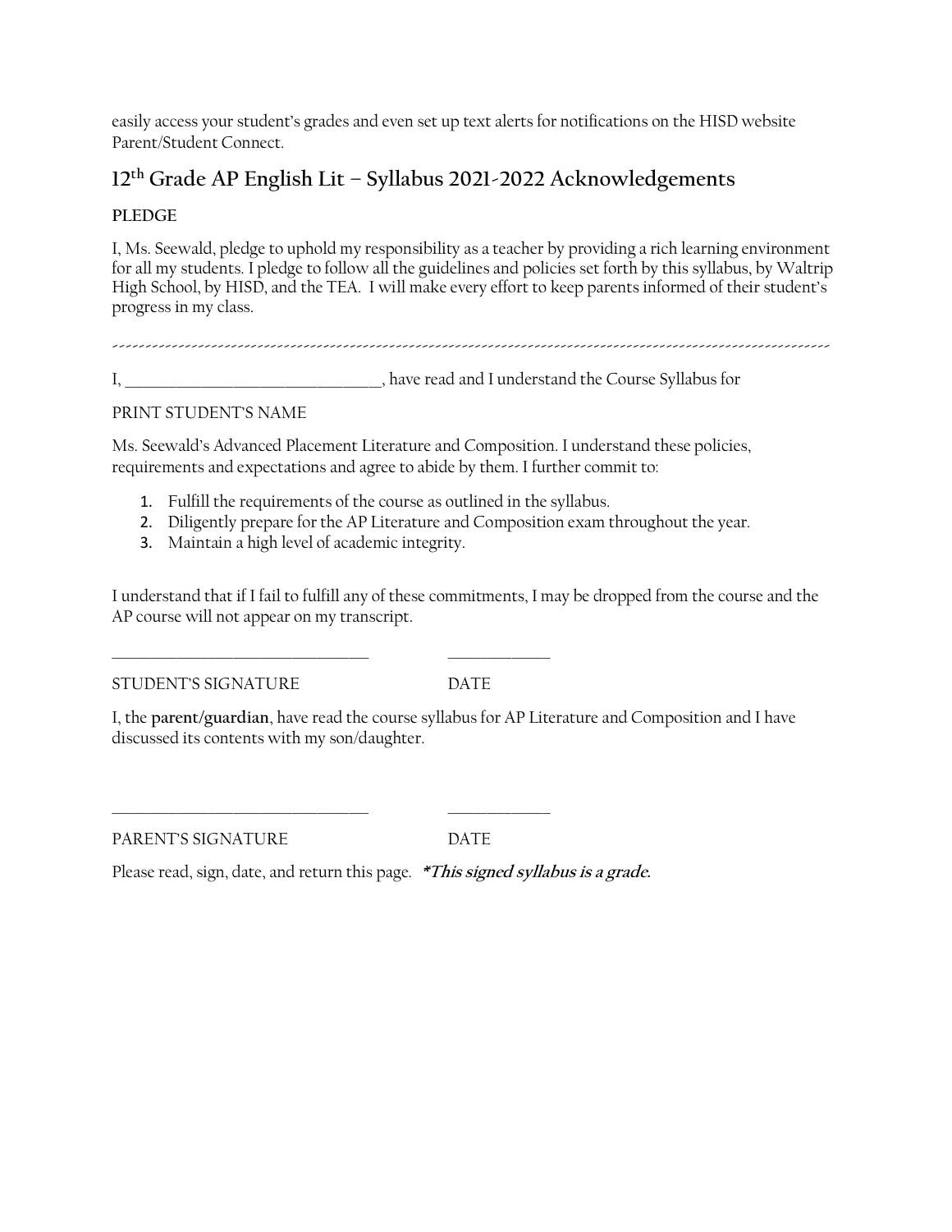easily access your student's grades and even set up text alerts for notifications on the HISD website Parent/Student Connect.

## 12th Grade AP English Lit – Syllabus 2021-2022 Acknowledgements

**PLEDGE**

I, Ms. Seewald, pledge to uphold my responsibility as a teacher by providing a rich learning environment for all my students. I pledge to follow all the guidelines and policies set forth by this syllabus, by Waltrip High School, by HISD, and the TEA. I will make every effort to keep parents informed of their student's progress in my class.

---

I, ________________________________, have read and I understand the Course Syllabus for

PRINT STUDENT'S NAME

Ms. Seewald's Advanced Placement Literature and Composition. I understand these policies, requirements and expectations and agree to abide by them. I further commit to:

1. Fulfill the requirements of the course as outlined in the syllabus.
2. Diligently prepare for the AP Literature and Composition exam throughout the year.
3. Maintain a high level of academic integrity.

I understand that if I fail to fulfill any of these commitments, I may be dropped from the course and the AP course will not appear on my transcript.

________________________________ ____________

STUDENT'S SIGNATURE DATE

I, the **parent/guardian**, have read the course syllabus for AP Literature and Composition and I have discussed its contents with my son/daughter.

________________________________ ____________

PARENT'S SIGNATURE DATE

Please read, sign, date, and return this page. ***This signed syllabus is a grade.***